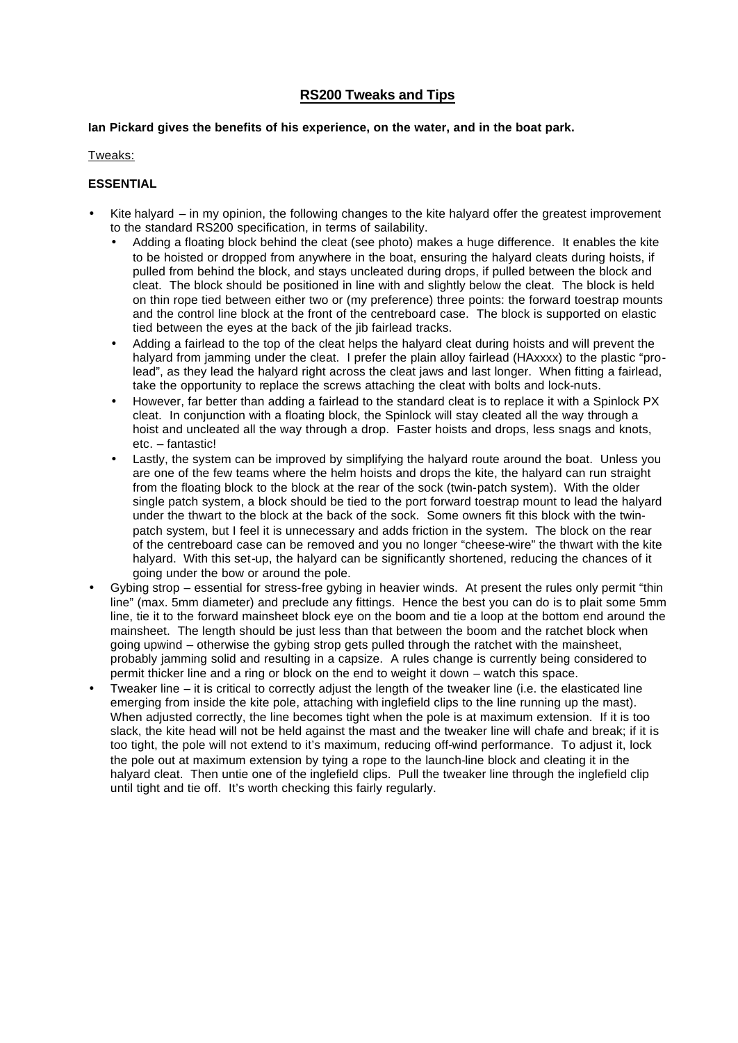# RS200 Tweaks and Tips

**Ian Pickard gives the benefits of his experience, on the water, and in the boat park.**

Tweaks:

### ESSENTIAL

- Kite halyard – in my opinion, the following changes to the kite halyard offer the greatest improvement to the standard RS200 specification, in terms of sailability.
  - Adding a floating block behind the cleat (see photo) makes a huge difference. It enables the kite to be hoisted or dropped from anywhere in the boat, ensuring the halyard cleats during hoists, if pulled from behind the block, and stays uncleated during drops, if pulled between the block and cleat. The block should be positioned in line with and slightly below the cleat. The block is held on thin rope tied between either two or (my preference) three points: the forward toestrap mounts and the control line block at the front of the centreboard case. The block is supported on elastic tied between the eyes at the back of the jib fairlead tracks.
  - Adding a fairlead to the top of the cleat helps the halyard cleat during hoists and will prevent the halyard from jamming under the cleat. I prefer the plain alloy fairlead (HAxxxx) to the plastic "pro-lead", as they lead the halyard right across the cleat jaws and last longer. When fitting a fairlead, take the opportunity to replace the screws attaching the cleat with bolts and lock-nuts.
  - However, far better than adding a fairlead to the standard cleat is to replace it with a Spinlock PX cleat. In conjunction with a floating block, the Spinlock will stay cleated all the way through a hoist and uncleated all the way through a drop. Faster hoists and drops, less snags and knots, etc. – fantastic!
  - Lastly, the system can be improved by simplifying the halyard route around the boat. Unless you are one of the few teams where the helm hoists and drops the kite, the halyard can run straight from the floating block to the block at the rear of the sock (twin-patch system). With the older single patch system, a block should be tied to the port forward toestrap mount to lead the halyard under the thwart to the block at the back of the sock. Some owners fit this block with the twin-patch system, but I feel it is unnecessary and adds friction in the system. The block on the rear of the centreboard case can be removed and you no longer "cheese-wire" the thwart with the kite halyard. With this set-up, the halyard can be significantly shortened, reducing the chances of it going under the bow or around the pole.
- Gybing strop – essential for stress-free gybing in heavier winds. At present the rules only permit "thin line" (max. 5mm diameter) and preclude any fittings. Hence the best you can do is to plait some 5mm line, tie it to the forward mainsheet block eye on the boom and tie a loop at the bottom end around the mainsheet. The length should be just less than that between the boom and the ratchet block when going upwind – otherwise the gybing strop gets pulled through the ratchet with the mainsheet, probably jamming solid and resulting in a capsize. A rules change is currently being considered to permit thicker line and a ring or block on the end to weight it down – watch this space.
- Tweaker line – it is critical to correctly adjust the length of the tweaker line (i.e. the elasticated line emerging from inside the kite pole, attaching with inglefield clips to the line running up the mast). When adjusted correctly, the line becomes tight when the pole is at maximum extension. If it is too slack, the kite head will not be held against the mast and the tweaker line will chafe and break; if it is too tight, the pole will not extend to it's maximum, reducing off-wind performance. To adjust it, lock the pole out at maximum extension by tying a rope to the launch-line block and cleating it in the halyard cleat. Then untie one of the inglefield clips. Pull the tweaker line through the inglefield clip until tight and tie off. It's worth checking this fairly regularly.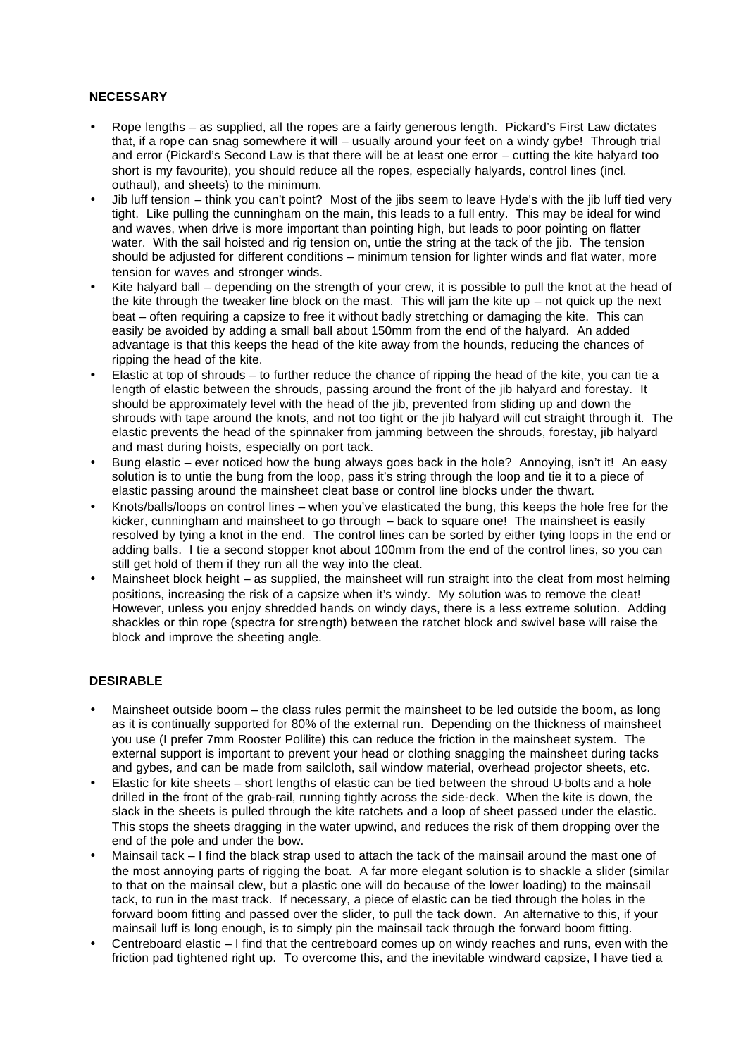**NECESSARY**

- Rope lengths – as supplied, all the ropes are a fairly generous length. Pickard's First Law dictates that, if a rope can snag somewhere it will – usually around your feet on a windy gybe! Through trial and error (Pickard's Second Law is that there will be at least one error – cutting the kite halyard too short is my favourite), you should reduce all the ropes, especially halyards, control lines (incl. outhaul), and sheets) to the minimum.
- Jib luff tension – think you can't point? Most of the jibs seem to leave Hyde's with the jib luff tied very tight. Like pulling the cunningham on the main, this leads to a full entry. This may be ideal for wind and waves, when drive is more important than pointing high, but leads to poor pointing on flatter water. With the sail hoisted and rig tension on, untie the string at the tack of the jib. The tension should be adjusted for different conditions – minimum tension for lighter winds and flat water, more tension for waves and stronger winds.
- Kite halyard ball – depending on the strength of your crew, it is possible to pull the knot at the head of the kite through the tweaker line block on the mast. This will jam the kite up – not quick up the next beat – often requiring a capsize to free it without badly stretching or damaging the kite. This can easily be avoided by adding a small ball about 150mm from the end of the halyard. An added advantage is that this keeps the head of the kite away from the hounds, reducing the chances of ripping the head of the kite.
- Elastic at top of shrouds – to further reduce the chance of ripping the head of the kite, you can tie a length of elastic between the shrouds, passing around the front of the jib halyard and forestay. It should be approximately level with the head of the jib, prevented from sliding up and down the shrouds with tape around the knots, and not too tight or the jib halyard will cut straight through it. The elastic prevents the head of the spinnaker from jamming between the shrouds, forestay, jib halyard and mast during hoists, especially on port tack.
- Bung elastic – ever noticed how the bung always goes back in the hole? Annoying, isn't it! An easy solution is to untie the bung from the loop, pass it's string through the loop and tie it to a piece of elastic passing around the mainsheet cleat base or control line blocks under the thwart.
- Knots/balls/loops on control lines – when you've elasticated the bung, this keeps the hole free for the kicker, cunningham and mainsheet to go through – back to square one! The mainsheet is easily resolved by tying a knot in the end. The control lines can be sorted by either tying loops in the end or adding balls. I tie a second stopper knot about 100mm from the end of the control lines, so you can still get hold of them if they run all the way into the cleat.
- Mainsheet block height – as supplied, the mainsheet will run straight into the cleat from most helming positions, increasing the risk of a capsize when it's windy. My solution was to remove the cleat! However, unless you enjoy shredded hands on windy days, there is a less extreme solution. Adding shackles or thin rope (spectra for strength) between the ratchet block and swivel base will raise the block and improve the sheeting angle.

**DESIRABLE**

- Mainsheet outside boom – the class rules permit the mainsheet to be led outside the boom, as long as it is continually supported for 80% of the external run. Depending on the thickness of mainsheet you use (I prefer 7mm Rooster Polilite) this can reduce the friction in the mainsheet system. The external support is important to prevent your head or clothing snagging the mainsheet during tacks and gybes, and can be made from sailcloth, sail window material, overhead projector sheets, etc.
- Elastic for kite sheets – short lengths of elastic can be tied between the shroud U-bolts and a hole drilled in the front of the grab-rail, running tightly across the side-deck. When the kite is down, the slack in the sheets is pulled through the kite ratchets and a loop of sheet passed under the elastic. This stops the sheets dragging in the water upwind, and reduces the risk of them dropping over the end of the pole and under the bow.
- Mainsail tack – I find the black strap used to attach the tack of the mainsail around the mast one of the most annoying parts of rigging the boat. A far more elegant solution is to shackle a slider (similar to that on the mainsail clew, but a plastic one will do because of the lower loading) to the mainsail tack, to run in the mast track. If necessary, a piece of elastic can be tied through the holes in the forward boom fitting and passed over the slider, to pull the tack down. An alternative to this, if your mainsail luff is long enough, is to simply pin the mainsail tack through the forward boom fitting.
- Centreboard elastic – I find that the centreboard comes up on windy reaches and runs, even with the friction pad tightened right up. To overcome this, and the inevitable windward capsize, I have tied a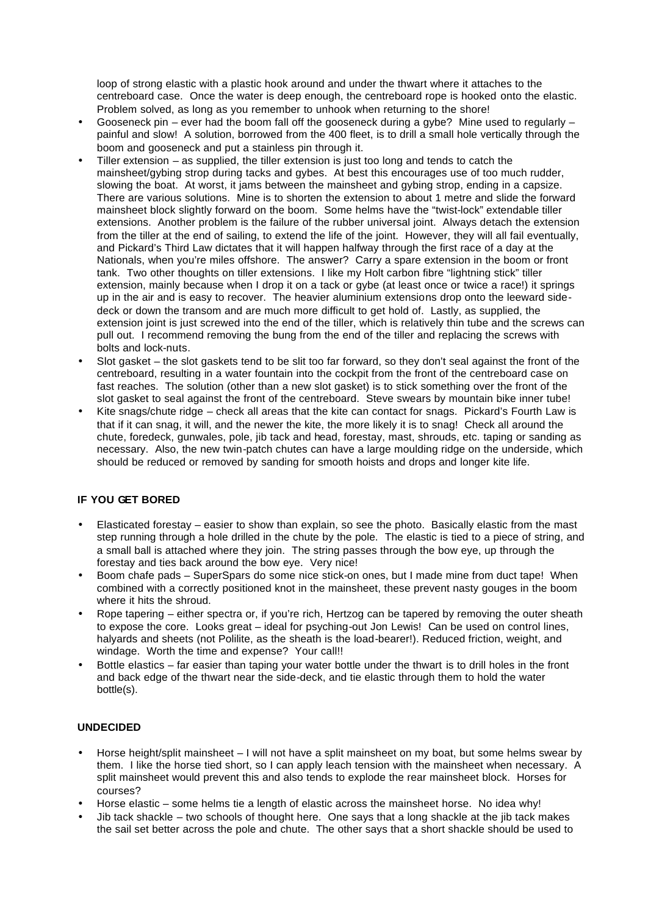loop of strong elastic with a plastic hook around and under the thwart where it attaches to the centreboard case. Once the water is deep enough, the centreboard rope is hooked onto the elastic. Problem solved, as long as you remember to unhook when returning to the shore!

- Gooseneck pin – ever had the boom fall off the gooseneck during a gybe? Mine used to regularly – painful and slow! A solution, borrowed from the 400 fleet, is to drill a small hole vertically through the boom and gooseneck and put a stainless pin through it.
- Tiller extension – as supplied, the tiller extension is just too long and tends to catch the mainsheet/gybing strop during tacks and gybes. At best this encourages use of too much rudder, slowing the boat. At worst, it jams between the mainsheet and gybing strop, ending in a capsize. There are various solutions. Mine is to shorten the extension to about 1 metre and slide the forward mainsheet block slightly forward on the boom. Some helms have the "twist-lock" extendable tiller extensions. Another problem is the failure of the rubber universal joint. Always detach the extension from the tiller at the end of sailing, to extend the life of the joint. However, they will all fail eventually, and Pickard's Third Law dictates that it will happen halfway through the first race of a day at the Nationals, when you're miles offshore. The answer? Carry a spare extension in the boom or front tank. Two other thoughts on tiller extensions. I like my Holt carbon fibre "lightning stick" tiller extension, mainly because when I drop it on a tack or gybe (at least once or twice a race!) it springs up in the air and is easy to recover. The heavier aluminium extensions drop onto the leeward side-deck or down the transom and are much more difficult to get hold of. Lastly, as supplied, the extension joint is just screwed into the end of the tiller, which is relatively thin tube and the screws can pull out. I recommend removing the bung from the end of the tiller and replacing the screws with bolts and lock-nuts.
- Slot gasket – the slot gaskets tend to be slit too far forward, so they don't seal against the front of the centreboard, resulting in a water fountain into the cockpit from the front of the centreboard case on fast reaches. The solution (other than a new slot gasket) is to stick something over the front of the slot gasket to seal against the front of the centreboard. Steve swears by mountain bike inner tube!
- Kite snags/chute ridge – check all areas that the kite can contact for snags. Pickard's Fourth Law is that if it can snag, it will, and the newer the kite, the more likely it is to snag! Check all around the chute, foredeck, gunwales, pole, jib tack and head, forestay, mast, shrouds, etc. taping or sanding as necessary. Also, the new twin-patch chutes can have a large moulding ridge on the underside, which should be reduced or removed by sanding for smooth hoists and drops and longer kite life.

**IF YOU GET BORED**

- Elasticated forestay – easier to show than explain, so see the photo. Basically elastic from the mast step running through a hole drilled in the chute by the pole. The elastic is tied to a piece of string, and a small ball is attached where they join. The string passes through the bow eye, up through the forestay and ties back around the bow eye. Very nice!
- Boom chafe pads – SuperSpars do some nice stick-on ones, but I made mine from duct tape! When combined with a correctly positioned knot in the mainsheet, these prevent nasty gouges in the boom where it hits the shroud.
- Rope tapering – either spectra or, if you're rich, Hertzog can be tapered by removing the outer sheath to expose the core. Looks great – ideal for psyching-out Jon Lewis! Can be used on control lines, halyards and sheets (not Polilite, as the sheath is the load-bearer!). Reduced friction, weight, and windage. Worth the time and expense? Your call!!
- Bottle elastics – far easier than taping your water bottle under the thwart is to drill holes in the front and back edge of the thwart near the side-deck, and tie elastic through them to hold the water bottle(s).

**UNDECIDED**

- Horse height/split mainsheet – I will not have a split mainsheet on my boat, but some helms swear by them. I like the horse tied short, so I can apply leach tension with the mainsheet when necessary. A split mainsheet would prevent this and also tends to explode the rear mainsheet block. Horses for courses?
- Horse elastic – some helms tie a length of elastic across the mainsheet horse. No idea why!
- Jib tack shackle – two schools of thought here. One says that a long shackle at the jib tack makes the sail set better across the pole and chute. The other says that a short shackle should be used to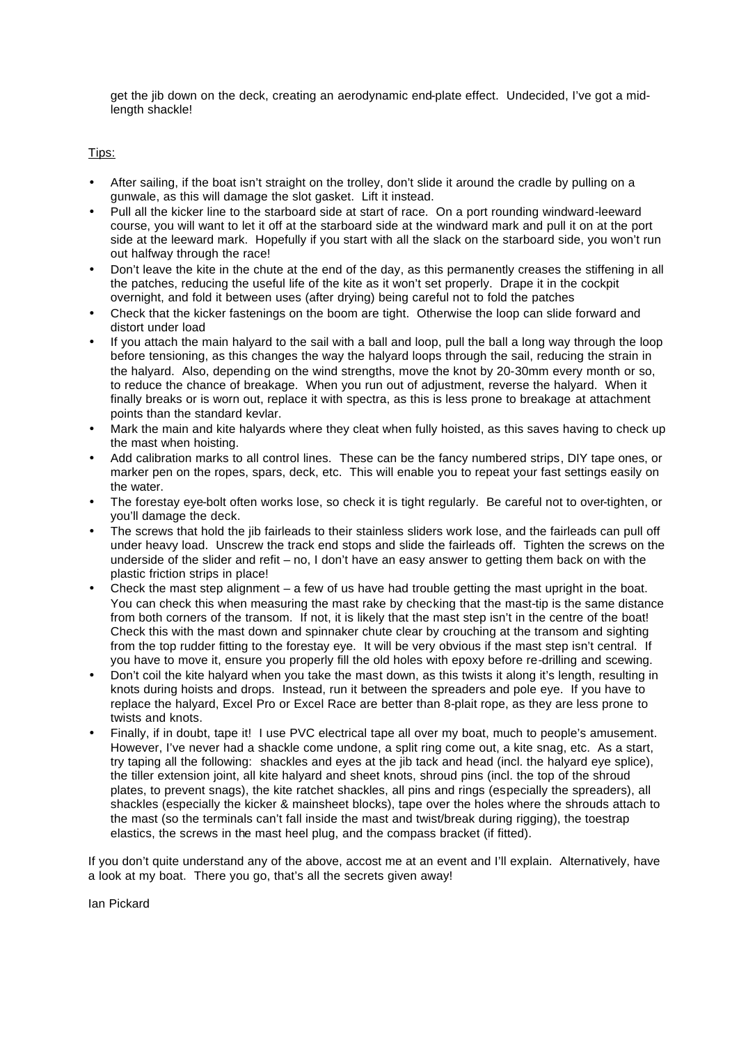get the jib down on the deck, creating an aerodynamic end-plate effect. Undecided, I've got a mid-length shackle!

Tips:

- After sailing, if the boat isn't straight on the trolley, don't slide it around the cradle by pulling on a gunwale, as this will damage the slot gasket. Lift it instead.
- Pull all the kicker line to the starboard side at start of race. On a port rounding windward-leeward course, you will want to let it off at the starboard side at the windward mark and pull it on at the port side at the leeward mark. Hopefully if you start with all the slack on the starboard side, you won't run out halfway through the race!
- Don't leave the kite in the chute at the end of the day, as this permanently creases the stiffening in all the patches, reducing the useful life of the kite as it won't set properly. Drape it in the cockpit overnight, and fold it between uses (after drying) being careful not to fold the patches
- Check that the kicker fastenings on the boom are tight. Otherwise the loop can slide forward and distort under load
- If you attach the main halyard to the sail with a ball and loop, pull the ball a long way through the loop before tensioning, as this changes the way the halyard loops through the sail, reducing the strain in the halyard. Also, depending on the wind strengths, move the knot by 20-30mm every month or so, to reduce the chance of breakage. When you run out of adjustment, reverse the halyard. When it finally breaks or is worn out, replace it with spectra, as this is less prone to breakage at attachment points than the standard kevlar.
- Mark the main and kite halyards where they cleat when fully hoisted, as this saves having to check up the mast when hoisting.
- Add calibration marks to all control lines. These can be the fancy numbered strips, DIY tape ones, or marker pen on the ropes, spars, deck, etc. This will enable you to repeat your fast settings easily on the water.
- The forestay eye-bolt often works lose, so check it is tight regularly. Be careful not to over-tighten, or you'll damage the deck.
- The screws that hold the jib fairleads to their stainless sliders work lose, and the fairleads can pull off under heavy load. Unscrew the track end stops and slide the fairleads off. Tighten the screws on the underside of the slider and refit – no, I don't have an easy answer to getting them back on with the plastic friction strips in place!
- Check the mast step alignment – a few of us have had trouble getting the mast upright in the boat. You can check this when measuring the mast rake by checking that the mast-tip is the same distance from both corners of the transom. If not, it is likely that the mast step isn't in the centre of the boat! Check this with the mast down and spinnaker chute clear by crouching at the transom and sighting from the top rudder fitting to the forestay eye. It will be very obvious if the mast step isn't central. If you have to move it, ensure you properly fill the old holes with epoxy before re-drilling and scewing.
- Don't coil the kite halyard when you take the mast down, as this twists it along it's length, resulting in knots during hoists and drops. Instead, run it between the spreaders and pole eye. If you have to replace the halyard, Excel Pro or Excel Race are better than 8-plait rope, as they are less prone to twists and knots.
- Finally, if in doubt, tape it! I use PVC electrical tape all over my boat, much to people's amusement. However, I've never had a shackle come undone, a split ring come out, a kite snag, etc. As a start, try taping all the following: shackles and eyes at the jib tack and head (incl. the halyard eye splice), the tiller extension joint, all kite halyard and sheet knots, shroud pins (incl. the top of the shroud plates, to prevent snags), the kite ratchet shackles, all pins and rings (especially the spreaders), all shackles (especially the kicker & mainsheet blocks), tape over the holes where the shrouds attach to the mast (so the terminals can't fall inside the mast and twist/break during rigging), the toestrap elastics, the screws in the mast heel plug, and the compass bracket (if fitted).

If you don't quite understand any of the above, accost me at an event and I'll explain. Alternatively, have a look at my boat. There you go, that's all the secrets given away!

Ian Pickard